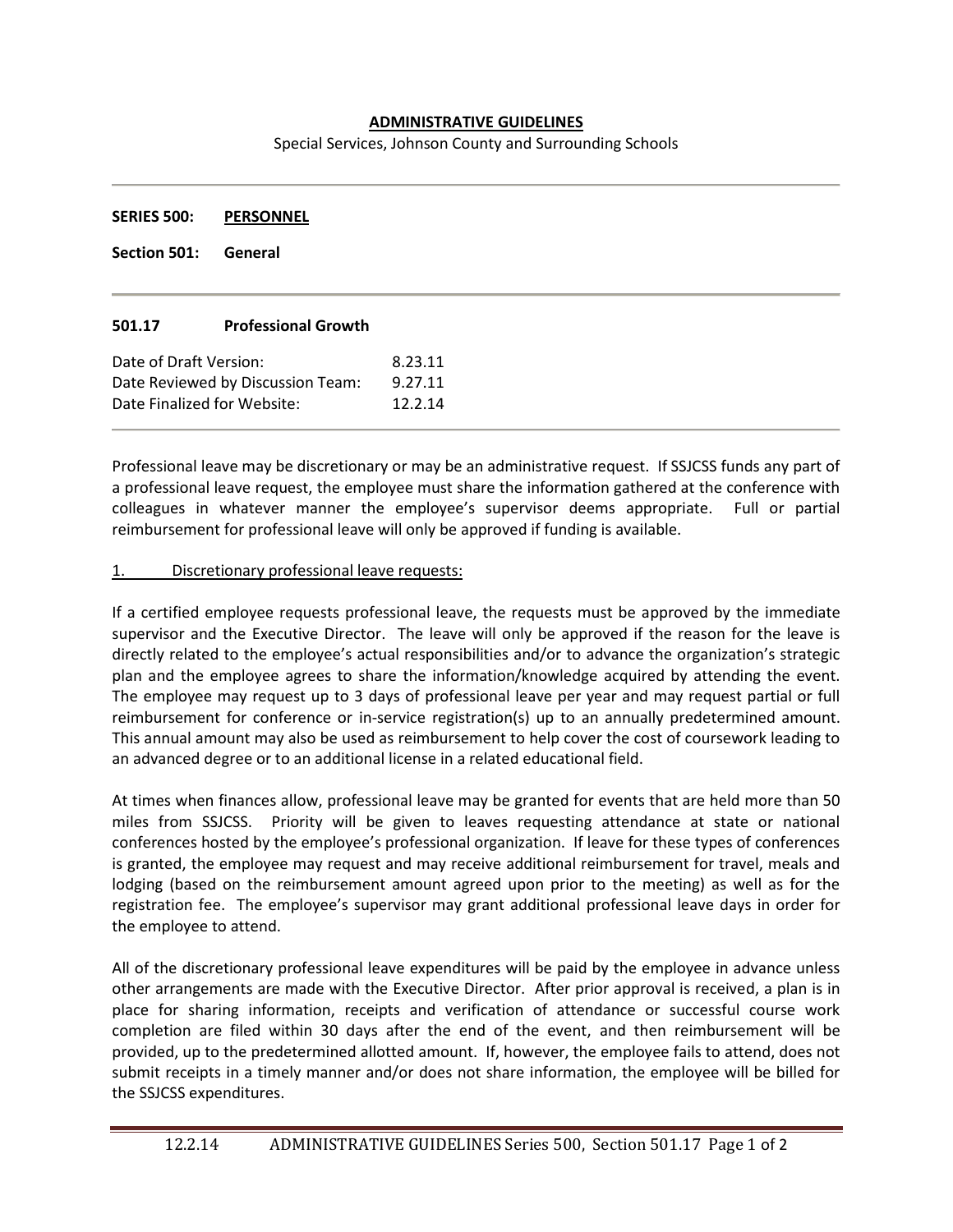**ADMINISTRATIVE GUIDELINES**

Special Services, Johnson County and Surrounding Schools

---

**SERIES 500:** **PERSONNEL**

**Section 501:** **General**

---

### 501.17 Professional Growth

| | |
|---|---|
| Date of Draft Version: | 8.23.11 |
| Date Reviewed by Discussion Team: | 9.27.11 |
| Date Finalized for Website: | 12.2.14 |

---

Professional leave may be discretionary or may be an administrative request. If SSJCSS funds any part of a professional leave request, the employee must share the information gathered at the conference with colleagues in whatever manner the employee's supervisor deems appropriate. Full or partial reimbursement for professional leave will only be approved if funding is available.

1. Discretionary professional leave requests:

If a certified employee requests professional leave, the requests must be approved by the immediate supervisor and the Executive Director. The leave will only be approved if the reason for the leave is directly related to the employee's actual responsibilities and/or to advance the organization's strategic plan and the employee agrees to share the information/knowledge acquired by attending the event. The employee may request up to 3 days of professional leave per year and may request partial or full reimbursement for conference or in-service registration(s) up to an annually predetermined amount. This annual amount may also be used as reimbursement to help cover the cost of coursework leading to an advanced degree or to an additional license in a related educational field.

At times when finances allow, professional leave may be granted for events that are held more than 50 miles from SSJCSS. Priority will be given to leaves requesting attendance at state or national conferences hosted by the employee's professional organization. If leave for these types of conferences is granted, the employee may request and may receive additional reimbursement for travel, meals and lodging (based on the reimbursement amount agreed upon prior to the meeting) as well as for the registration fee. The employee's supervisor may grant additional professional leave days in order for the employee to attend.

All of the discretionary professional leave expenditures will be paid by the employee in advance unless other arrangements are made with the Executive Director. After prior approval is received, a plan is in place for sharing information, receipts and verification of attendance or successful course work completion are filed within 30 days after the end of the event, and then reimbursement will be provided, up to the predetermined allotted amount. If, however, the employee fails to attend, does not submit receipts in a timely manner and/or does not share information, the employee will be billed for the SSJCSS expenditures.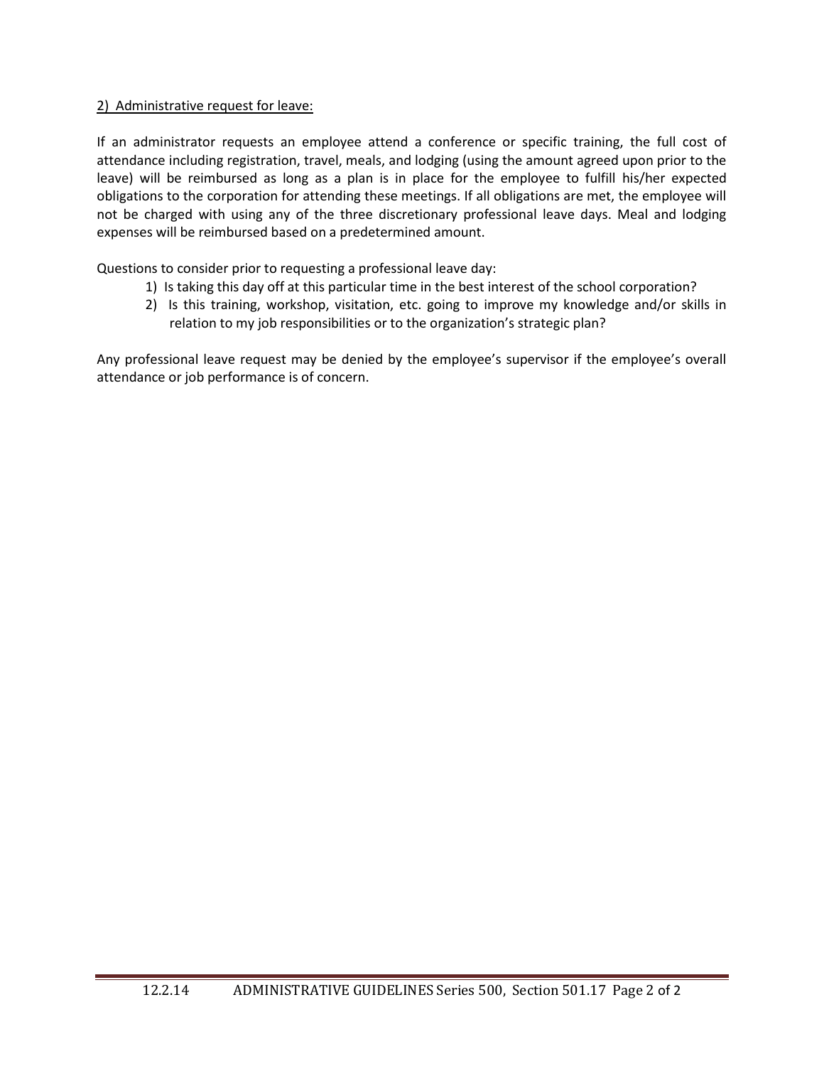2) Administrative request for leave:

If an administrator requests an employee attend a conference or specific training, the full cost of attendance including registration, travel, meals, and lodging (using the amount agreed upon prior to the leave) will be reimbursed as long as a plan is in place for the employee to fulfill his/her expected obligations to the corporation for attending these meetings. If all obligations are met, the employee will not be charged with using any of the three discretionary professional leave days. Meal and lodging expenses will be reimbursed based on a predetermined amount.

Questions to consider prior to requesting a professional leave day:

1) Is taking this day off at this particular time in the best interest of the school corporation?
2) Is this training, workshop, visitation, etc. going to improve my knowledge and/or skills in relation to my job responsibilities or to the organization's strategic plan?

Any professional leave request may be denied by the employee's supervisor if the employee's overall attendance or job performance is of concern.